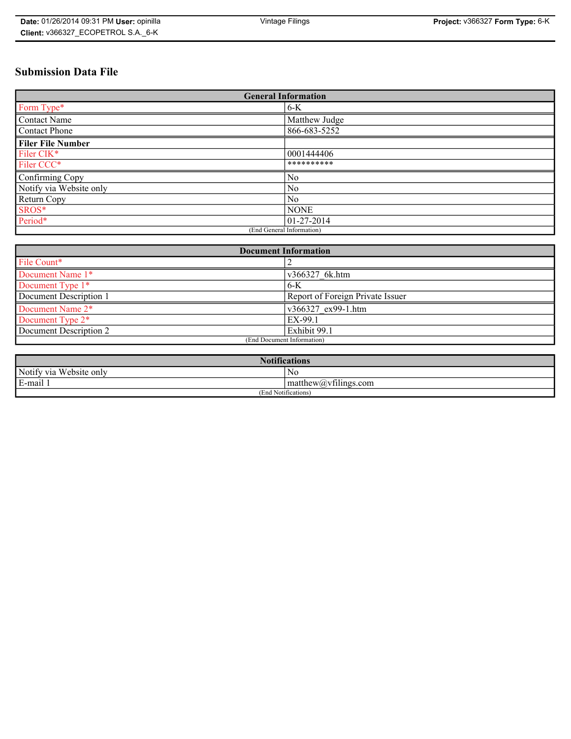**Date:** 01/26/2014 09:31 PM **User:** opinilla

**Client:** v366327_ECOPETROL S.A._6-K

Vintage Filings

**Project:** v366327 **Form Type:** 6-K

# Submission Data File

| General Information | |
|---|---|
| Form Type* | 6-K |
| Contact Name | Matthew Judge |
| Contact Phone | 866-683-5252 |
| **Filer File Number** | |
| Filer CIK* | 0001444406 |
| Filer CCC* | ********** |
| Confirming Copy | No |
| Notify via Website only | No |
| Return Copy | No |
| SROS* | NONE |
| Period* | 01-27-2014 |
| (End General Information) | |

| Document Information | |
|---|---|
| File Count* | 2 |
| Document Name 1* | v366327_6k.htm |
| Document Type 1* | 6-K |
| Document Description 1 | Report of Foreign Private Issuer |
| Document Name 2* | v366327_ex99-1.htm |
| Document Type 2* | EX-99.1 |
| Document Description 2 | Exhibit 99.1 |
| (End Document Information) | |

| Notifications | |
|---|---|
| Notify via Website only | No |
| E-mail 1 | matthew@vfilings.com |
| (End Notifications) | |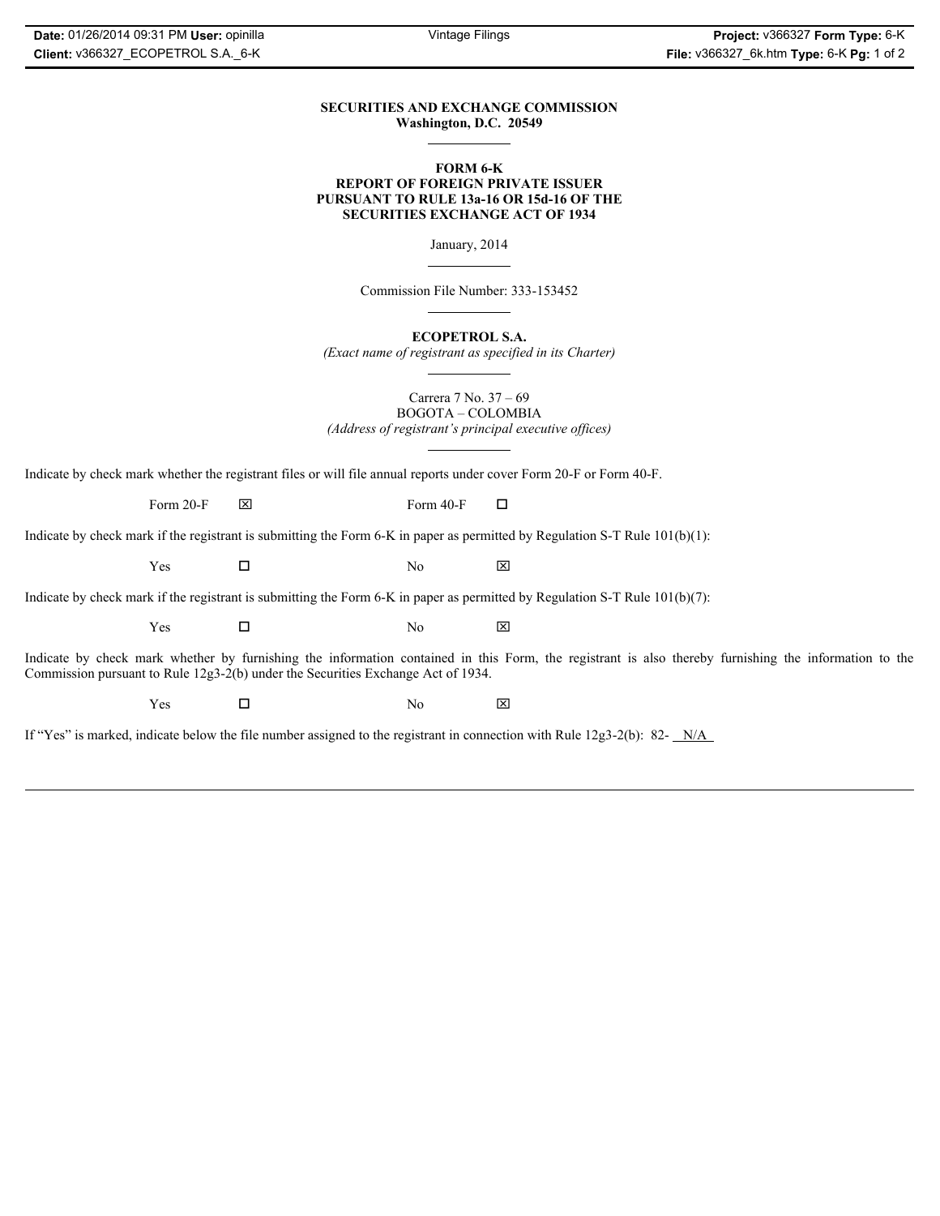**SECURITIES AND EXCHANGE COMMISSION**
**Washington, D.C. 20549**

---

**FORM 6-K**
**REPORT OF FOREIGN PRIVATE ISSUER**
**PURSUANT TO RULE 13a-16 OR 15d-16 OF THE**
**SECURITIES EXCHANGE ACT OF 1934**

January, 2014

---

Commission File Number: 333-153452

---

**ECOPETROL S.A.**
*(Exact name of registrant as specified in its Charter)*

---

Carrera 7 No. 37 – 69
BOGOTA – COLOMBIA
*(Address of registrant's principal executive offices)*

---

Indicate by check mark whether the registrant files or will file annual reports under cover Form 20-F or Form 40-F.

Form 20-F ☒ Form 40-F ☐

Indicate by check mark if the registrant is submitting the Form 6-K in paper as permitted by Regulation S-T Rule 101(b)(1):

Yes ☐ No ☒

Indicate by check mark if the registrant is submitting the Form 6-K in paper as permitted by Regulation S-T Rule 101(b)(7):

Yes ☐ No ☒

Indicate by check mark whether by furnishing the information contained in this Form, the registrant is also thereby furnishing the information to the Commission pursuant to Rule 12g3-2(b) under the Securities Exchange Act of 1934.

Yes ☐ No ☒

If "Yes" is marked, indicate below the file number assigned to the registrant in connection with Rule 12g3-2(b): 82- N/A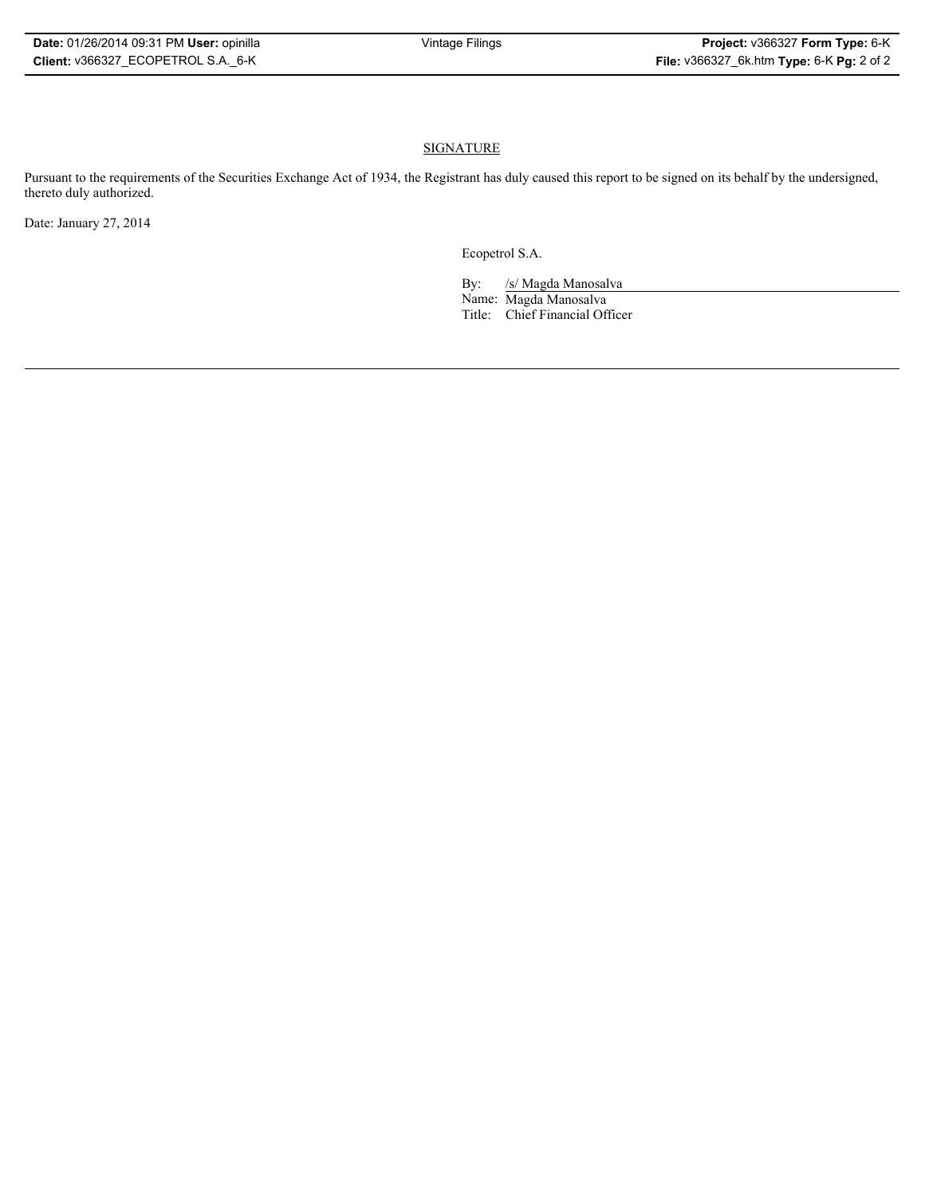## SIGNATURE

Pursuant to the requirements of the Securities Exchange Act of 1934, the Registrant has duly caused this report to be signed on its behalf by the undersigned, thereto duly authorized.

Date: January 27, 2014

Ecopetrol S.A.

By: /s/ Magda Manosalva
Name: Magda Manosalva
Title: Chief Financial Officer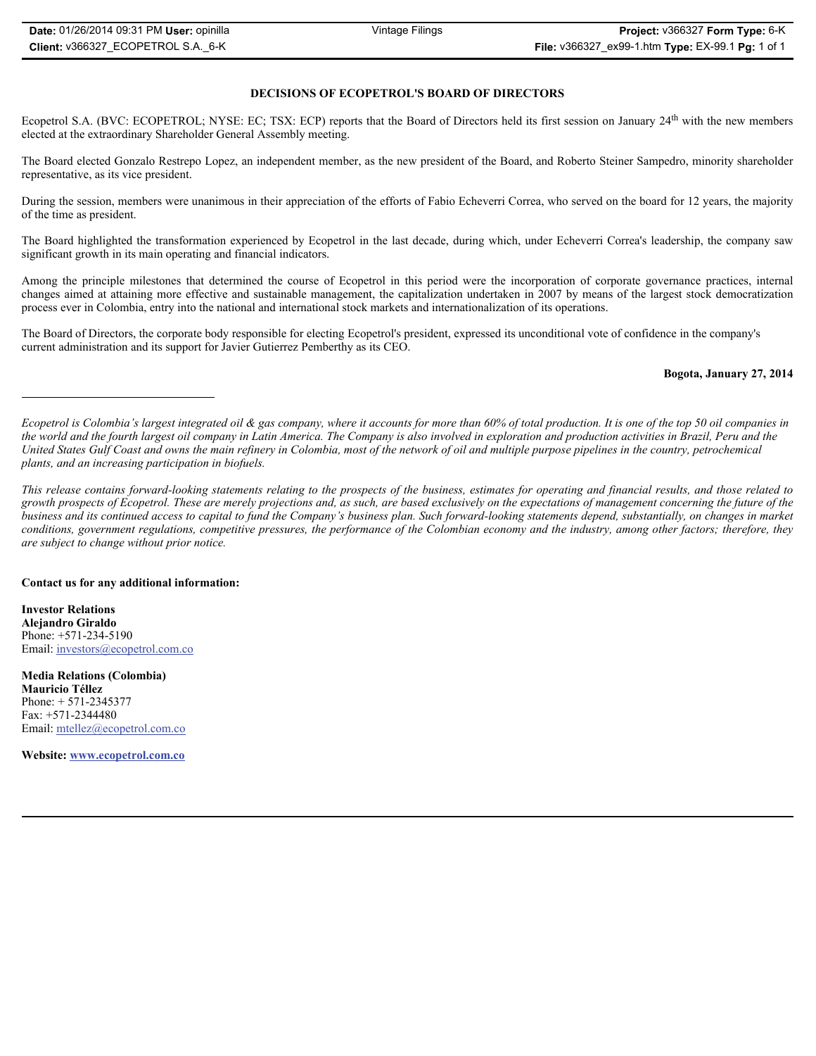**DECISIONS OF ECOPETROL'S BOARD OF DIRECTORS**

Ecopetrol S.A. (BVC: ECOPETROL; NYSE: EC; TSX: ECP) reports that the Board of Directors held its first session on January 24th with the new members elected at the extraordinary Shareholder General Assembly meeting.

The Board elected Gonzalo Restrepo Lopez, an independent member, as the new president of the Board, and Roberto Steiner Sampedro, minority shareholder representative, as its vice president.

During the session, members were unanimous in their appreciation of the efforts of Fabio Echeverri Correa, who served on the board for 12 years, the majority of the time as president.

The Board highlighted the transformation experienced by Ecopetrol in the last decade, during which, under Echeverri Correa's leadership, the company saw significant growth in its main operating and financial indicators.

Among the principle milestones that determined the course of Ecopetrol in this period were the incorporation of corporate governance practices, internal changes aimed at attaining more effective and sustainable management, the capitalization undertaken in 2007 by means of the largest stock democratization process ever in Colombia, entry into the national and international stock markets and internationalization of its operations.

The Board of Directors, the corporate body responsible for electing Ecopetrol's president, expressed its unconditional vote of confidence in the company's current administration and its support for Javier Gutierrez Pemberthy as its CEO.

**Bogota, January 27, 2014**

---

*Ecopetrol is Colombia's largest integrated oil & gas company, where it accounts for more than 60% of total production. It is one of the top 50 oil companies in the world and the fourth largest oil company in Latin America. The Company is also involved in exploration and production activities in Brazil, Peru and the United States Gulf Coast and owns the main refinery in Colombia, most of the network of oil and multiple purpose pipelines in the country, petrochemical plants, and an increasing participation in biofuels.*

*This release contains forward-looking statements relating to the prospects of the business, estimates for operating and financial results, and those related to growth prospects of Ecopetrol. These are merely projections and, as such, are based exclusively on the expectations of management concerning the future of the business and its continued access to capital to fund the Company's business plan. Such forward-looking statements depend, substantially, on changes in market conditions, government regulations, competitive pressures, the performance of the Colombian economy and the industry, among other factors; therefore, they are subject to change without prior notice.*

**Contact us for any additional information:**

**Investor Relations**
**Alejandro Giraldo**
Phone: +571-234-5190
Email: investors@ecopetrol.com.co

**Media Relations (Colombia)**
**Mauricio Téllez**
Phone: + 571-2345377
Fax: +571-2344480
Email: mtellez@ecopetrol.com.co

**Website: www.ecopetrol.com.co**